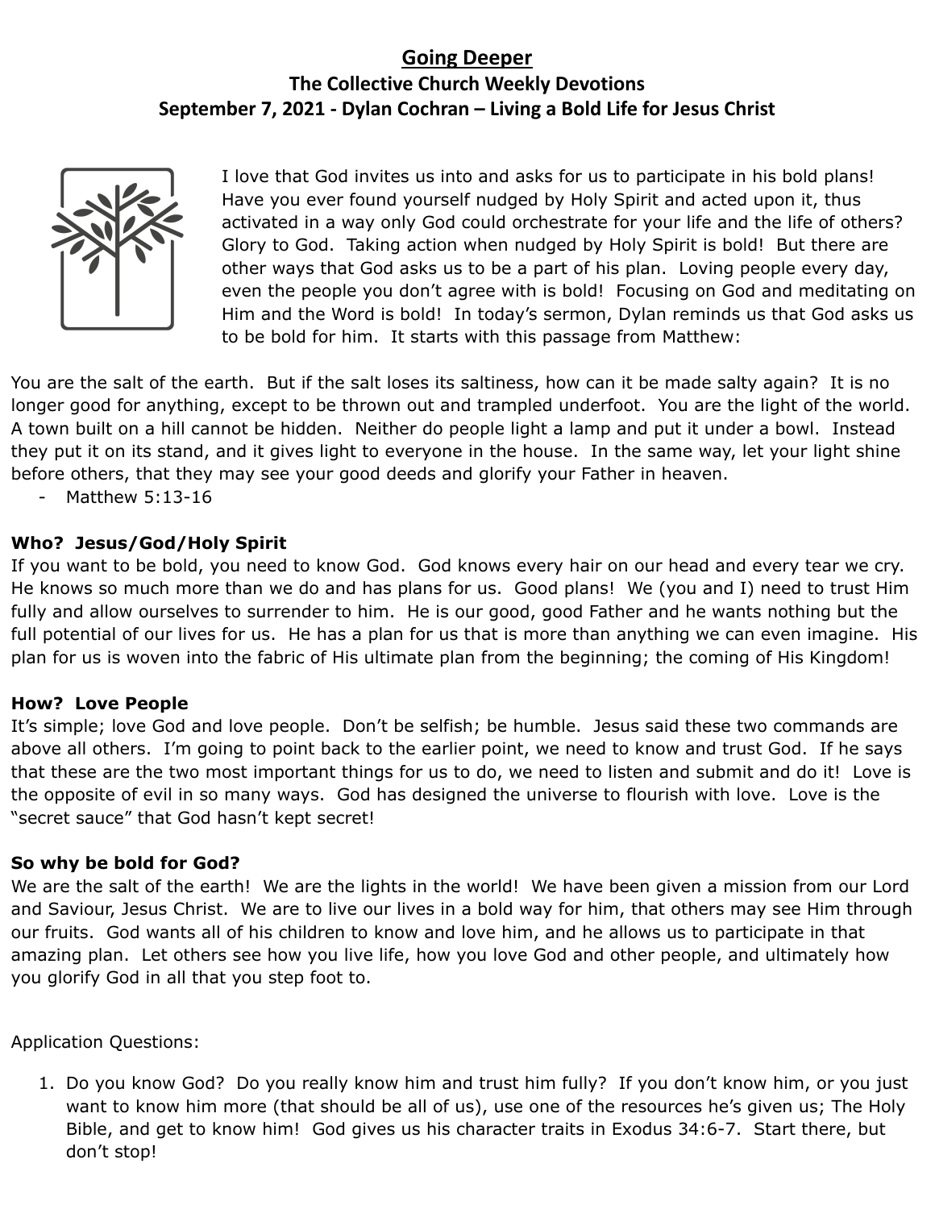# Going Deeper

## The Collective Church Weekly Devotions

## September 7, 2021 - Dylan Cochran – Living a Bold Life for Jesus Christ

I love that God invites us into and asks for us to participate in his bold plans! Have you ever found yourself nudged by Holy Spirit and acted upon it, thus activated in a way only God could orchestrate for your life and the life of others? Glory to God. Taking action when nudged by Holy Spirit is bold! But there are other ways that God asks us to be a part of his plan. Loving people every day, even the people you don't agree with is bold! Focusing on God and meditating on Him and the Word is bold! In today's sermon, Dylan reminds us that God asks us to be bold for him. It starts with this passage from Matthew:

You are the salt of the earth. But if the salt loses its saltiness, how can it be made salty again? It is no longer good for anything, except to be thrown out and trampled underfoot. You are the light of the world. A town built on a hill cannot be hidden. Neither do people light a lamp and put it under a bowl. Instead they put it on its stand, and it gives light to everyone in the house. In the same way, let your light shine before others, that they may see your good deeds and glorify your Father in heaven.

- Matthew 5:13-16

**Who? Jesus/God/Holy Spirit**

If you want to be bold, you need to know God. God knows every hair on our head and every tear we cry. He knows so much more than we do and has plans for us. Good plans! We (you and I) need to trust Him fully and allow ourselves to surrender to him. He is our good, good Father and he wants nothing but the full potential of our lives for us. He has a plan for us that is more than anything we can even imagine. His plan for us is woven into the fabric of His ultimate plan from the beginning; the coming of His Kingdom!

**How? Love People**

It's simple; love God and love people. Don't be selfish; be humble. Jesus said these two commands are above all others. I'm going to point back to the earlier point, we need to know and trust God. If he says that these are the two most important things for us to do, we need to listen and submit and do it! Love is the opposite of evil in so many ways. God has designed the universe to flourish with love. Love is the "secret sauce" that God hasn't kept secret!

**So why be bold for God?**

We are the salt of the earth! We are the lights in the world! We have been given a mission from our Lord and Saviour, Jesus Christ. We are to live our lives in a bold way for him, that others may see Him through our fruits. God wants all of his children to know and love him, and he allows us to participate in that amazing plan. Let others see how you live life, how you love God and other people, and ultimately how you glorify God in all that you step foot to.

Application Questions:

1. Do you know God? Do you really know him and trust him fully? If you don't know him, or you just want to know him more (that should be all of us), use one of the resources he's given us; The Holy Bible, and get to know him! God gives us his character traits in Exodus 34:6-7. Start there, but don't stop!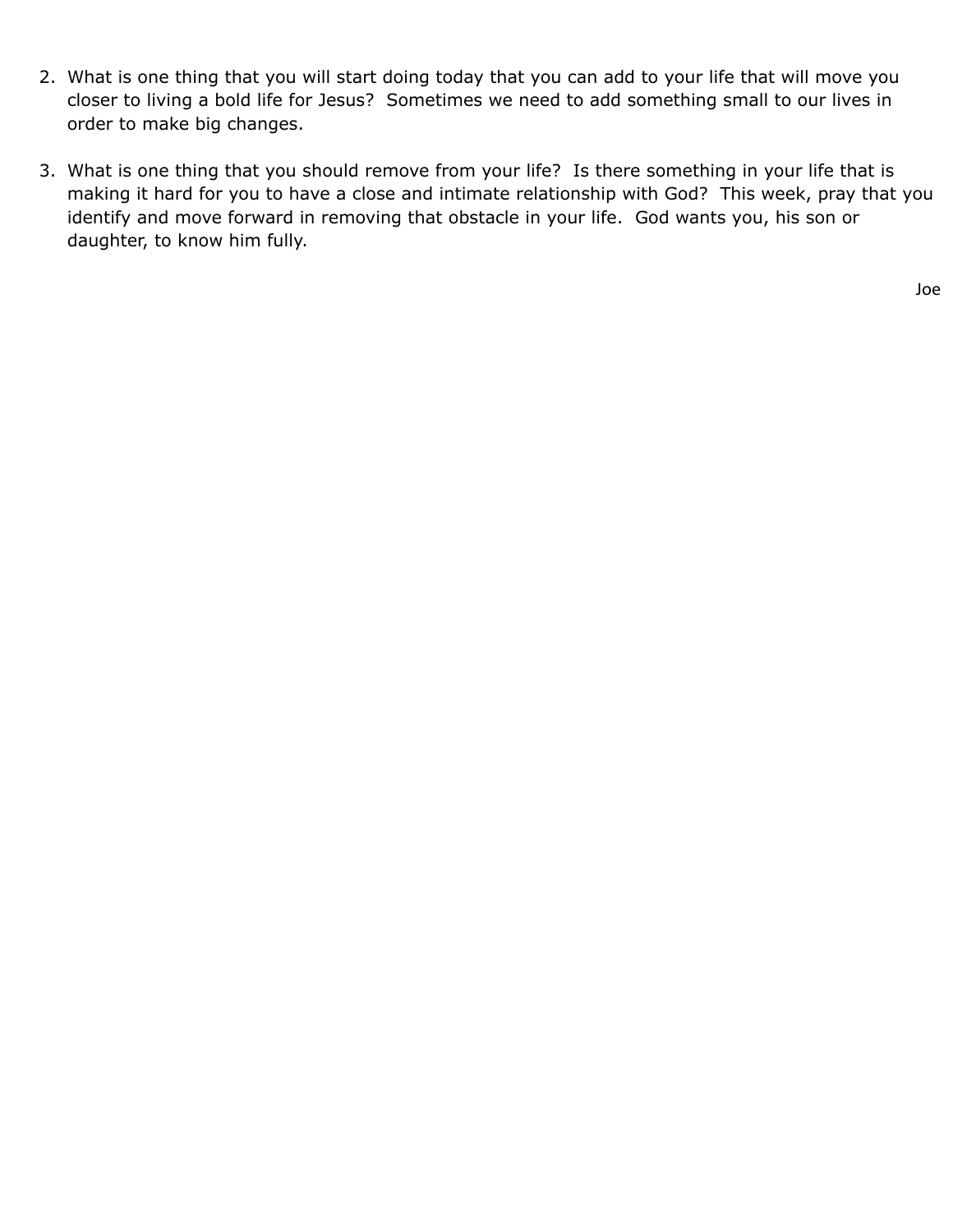2. What is one thing that you will start doing today that you can add to your life that will move you closer to living a bold life for Jesus? Sometimes we need to add something small to our lives in order to make big changes.

3. What is one thing that you should remove from your life? Is there something in your life that is making it hard for you to have a close and intimate relationship with God? This week, pray that you identify and move forward in removing that obstacle in your life. God wants you, his son or daughter, to know him fully.

Joe